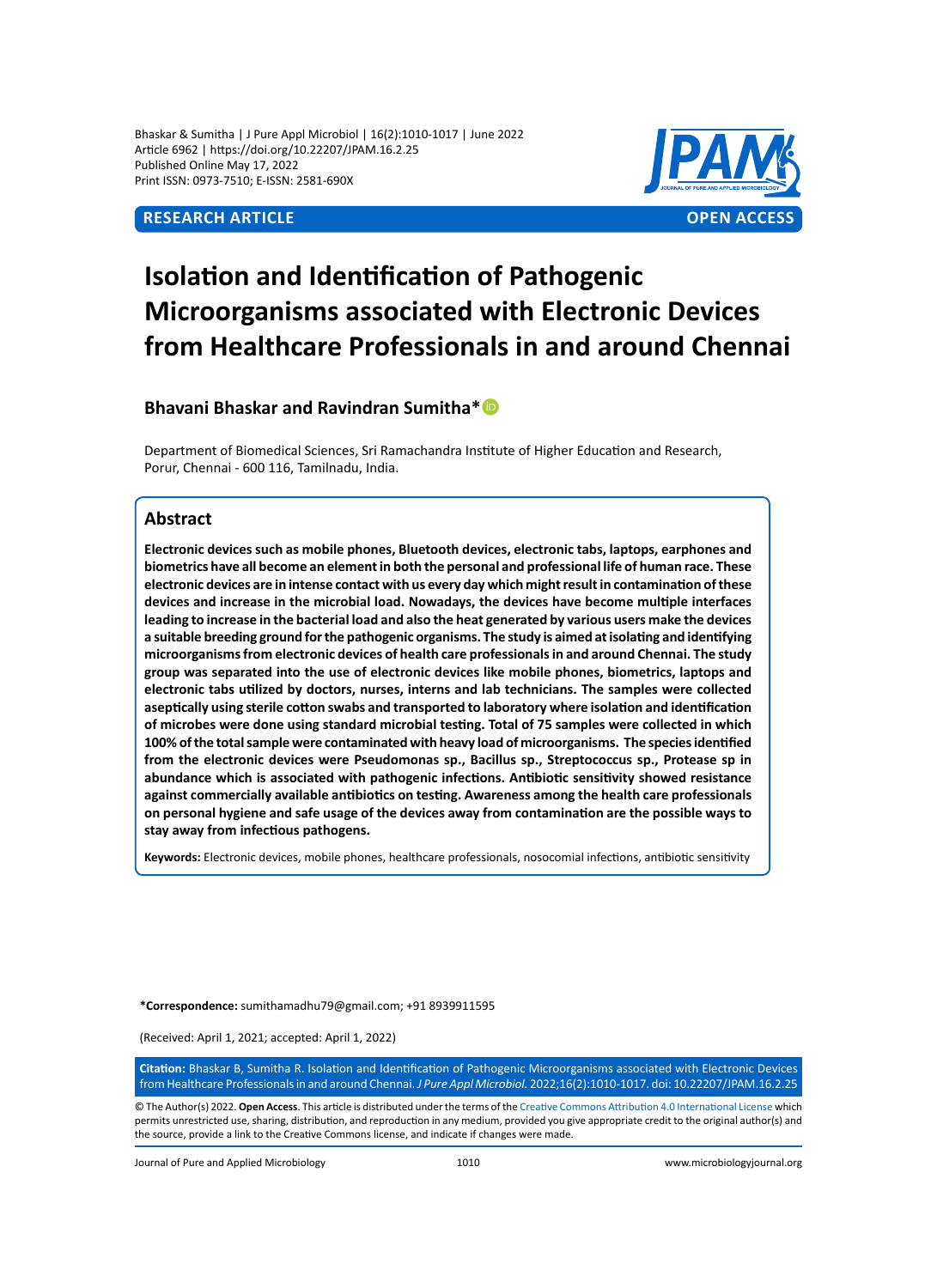Bhaskar & Sumitha | J Pure Appl Microbiol | 16(2):1010-1017 | June 2022
Article 6962 | https://doi.org/10.22207/JPAM.16.2.25
Published Online May 17, 2022
Print ISSN: 0973-7510; E-ISSN: 2581-690X

**RESEARCH ARTICLE** **OPEN ACCESS**

# Isolation and Identification of Pathogenic Microorganisms associated with Electronic Devices from Healthcare Professionals in and around Chennai

**Bhavani Bhaskar and Ravindran Sumitha***

Department of Biomedical Sciences, Sri Ramachandra Institute of Higher Education and Research, Porur, Chennai - 600 116, Tamilnadu, India.

## Abstract

**Electronic devices such as mobile phones, Bluetooth devices, electronic tabs, laptops, earphones and biometrics have all become an element in both the personal and professional life of human race. These electronic devices are in intense contact with us every day which might result in contamination of these devices and increase in the microbial load. Nowadays, the devices have become multiple interfaces leading to increase in the bacterial load and also the heat generated by various users make the devices a suitable breeding ground for the pathogenic organisms. The study is aimed at isolating and identifying microorganisms from electronic devices of health care professionals in and around Chennai. The study group was separated into the use of electronic devices like mobile phones, biometrics, laptops and electronic tabs utilized by doctors, nurses, interns and lab technicians. The samples were collected aseptically using sterile cotton swabs and transported to laboratory where isolation and identification of microbes were done using standard microbial testing. Total of 75 samples were collected in which 100% of the total sample were contaminated with heavy load of microorganisms. The species identified from the electronic devices were Pseudomonas sp., Bacillus sp., Streptococcus sp., Protease sp in abundance which is associated with pathogenic infections. Antibiotic sensitivity showed resistance against commercially available antibiotics on testing. Awareness among the health care professionals on personal hygiene and safe usage of the devices away from contamination are the possible ways to stay away from infectious pathogens.**

**Keywords:** Electronic devices, mobile phones, healthcare professionals, nosocomial infections, antibiotic sensitivity

***Correspondence:** sumithamadhu79@gmail.com; +91 8939911595

(Received: April 1, 2021; accepted: April 1, 2022)

**Citation:** Bhaskar B, Sumitha R. Isolation and Identification of Pathogenic Microorganisms associated with Electronic Devices from Healthcare Professionals in and around Chennai. *J Pure Appl Microbiol.* 2022;16(2):1010-1017. doi: 10.22207/JPAM.16.2.25

© The Author(s) 2022. **Open Access**. This article is distributed under the terms of the Creative Commons Attribution 4.0 International License which permits unrestricted use, sharing, distribution, and reproduction in any medium, provided you give appropriate credit to the original author(s) and the source, provide a link to the Creative Commons license, and indicate if changes were made.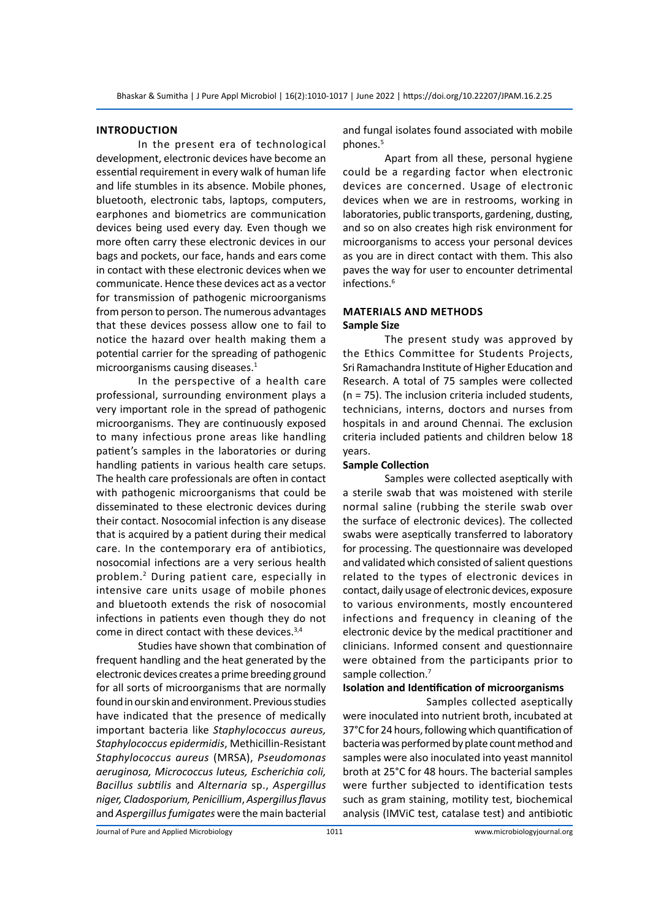## INTRODUCTION

In the present era of technological development, electronic devices have become an essential requirement in every walk of human life and life stumbles in its absence. Mobile phones, bluetooth, electronic tabs, laptops, computers, earphones and biometrics are communication devices being used every day. Even though we more often carry these electronic devices in our bags and pockets, our face, hands and ears come in contact with these electronic devices when we communicate. Hence these devices act as a vector for transmission of pathogenic microorganisms from person to person. The numerous advantages that these devices possess allow one to fail to notice the hazard over health making them a potential carrier for the spreading of pathogenic microorganisms causing diseases.[1]

In the perspective of a health care professional, surrounding environment plays a very important role in the spread of pathogenic microorganisms. They are continuously exposed to many infectious prone areas like handling patient's samples in the laboratories or during handling patients in various health care setups. The health care professionals are often in contact with pathogenic microorganisms that could be disseminated to these electronic devices during their contact. Nosocomial infection is any disease that is acquired by a patient during their medical care. In the contemporary era of antibiotics, nosocomial infections are a very serious health problem.[2] During patient care, especially in intensive care units usage of mobile phones and bluetooth extends the risk of nosocomial infections in patients even though they do not come in direct contact with these devices.[3,4]

Studies have shown that combination of frequent handling and the heat generated by the electronic devices creates a prime breeding ground for all sorts of microorganisms that are normally found in our skin and environment. Previous studies have indicated that the presence of medically important bacteria like *Staphylococcus aureus, Staphylococcus epidermidis*, Methicillin-Resistant *Staphylococcus aureus* (MRSA), *Pseudomonas aeruginosa, Micrococcus luteus, Escherichia coli, Bacillus subtilis* and *Alternaria* sp., *Aspergillus niger, Cladosporium, Penicillium*, *Aspergillus flavus* and *Aspergillus fumigates* were the main bacterial and fungal isolates found associated with mobile phones.[5]

Apart from all these, personal hygiene could be a regarding factor when electronic devices are concerned. Usage of electronic devices when we are in restrooms, working in laboratories, public transports, gardening, dusting, and so on also creates high risk environment for microorganisms to access your personal devices as you are in direct contact with them. This also paves the way for user to encounter detrimental infections.[6]

## MATERIALS AND METHODS

### Sample Size

The present study was approved by the Ethics Committee for Students Projects, Sri Ramachandra Institute of Higher Education and Research. A total of 75 samples were collected (n = 75). The inclusion criteria included students, technicians, interns, doctors and nurses from hospitals in and around Chennai. The exclusion criteria included patients and children below 18 years.

### Sample Collection

Samples were collected aseptically with a sterile swab that was moistened with sterile normal saline (rubbing the sterile swab over the surface of electronic devices). The collected swabs were aseptically transferred to laboratory for processing. The questionnaire was developed and validated which consisted of salient questions related to the types of electronic devices in contact, daily usage of electronic devices, exposure to various environments, mostly encountered infections and frequency in cleaning of the electronic device by the medical practitioner and clinicians. Informed consent and questionnaire were obtained from the participants prior to sample collection.[7]

### Isolation and Identification of microorganisms

Samples collected aseptically were inoculated into nutrient broth, incubated at 37°C for 24 hours, following which quantification of bacteria was performed by plate count method and samples were also inoculated into yeast mannitol broth at 25°C for 48 hours. The bacterial samples were further subjected to identification tests such as gram staining, motility test, biochemical analysis (IMViC test, catalase test) and antibiotic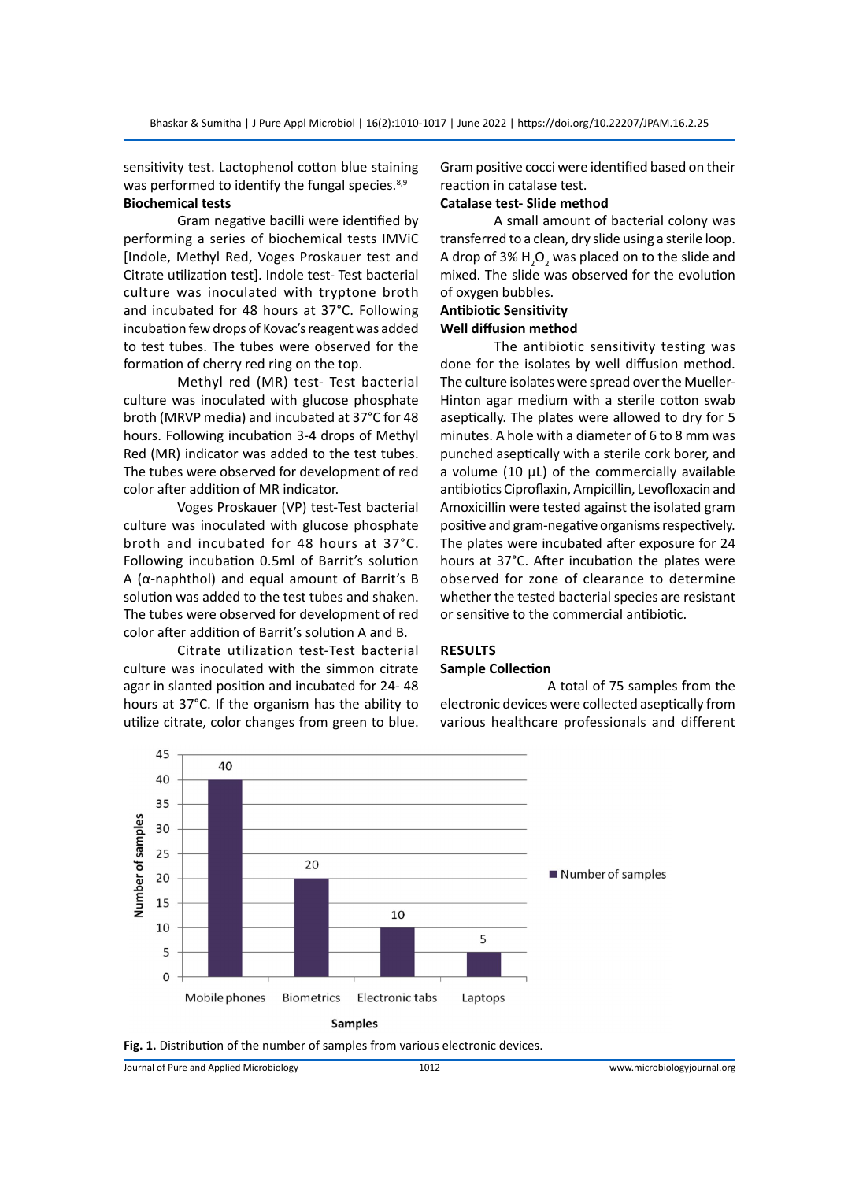sensitivity test. Lactophenol cotton blue staining was performed to identify the fungal species.[8,9]

**Biochemical tests**

Gram negative bacilli were identified by performing a series of biochemical tests IMViC [Indole, Methyl Red, Voges Proskauer test and Citrate utilization test]. Indole test- Test bacterial culture was inoculated with tryptone broth and incubated for 48 hours at 37°C. Following incubation few drops of Kovac's reagent was added to test tubes. The tubes were observed for the formation of cherry red ring on the top.

Methyl red (MR) test- Test bacterial culture was inoculated with glucose phosphate broth (MRVP media) and incubated at 37°C for 48 hours. Following incubation 3-4 drops of Methyl Red (MR) indicator was added to the test tubes. The tubes were observed for development of red color after addition of MR indicator.

Voges Proskauer (VP) test-Test bacterial culture was inoculated with glucose phosphate broth and incubated for 48 hours at 37°C. Following incubation 0.5ml of Barrit's solution A (α-naphthol) and equal amount of Barrit's B solution was added to the test tubes and shaken. The tubes were observed for development of red color after addition of Barrit's solution A and B.

Citrate utilization test-Test bacterial culture was inoculated with the simmon citrate agar in slanted position and incubated for 24- 48 hours at 37°C. If the organism has the ability to utilize citrate, color changes from green to blue. Gram positive cocci were identified based on their reaction in catalase test.

**Catalase test- Slide method**

A small amount of bacterial colony was transferred to a clean, dry slide using a sterile loop. A drop of 3% $H_2O_2$ was placed on to the slide and mixed. The slide was observed for the evolution of oxygen bubbles.

**Antibiotic Sensitivity**

**Well diffusion method**

The antibiotic sensitivity testing was done for the isolates by well diffusion method. The culture isolates were spread over the Mueller-Hinton agar medium with a sterile cotton swab aseptically. The plates were allowed to dry for 5 minutes. A hole with a diameter of 6 to 8 mm was punched aseptically with a sterile cork borer, and a volume (10 µL) of the commercially available antibiotics Ciproflaxin, Ampicillin, Levofloxacin and Amoxicillin were tested against the isolated gram positive and gram-negative organisms respectively. The plates were incubated after exposure for 24 hours at 37°C. After incubation the plates were observed for zone of clearance to determine whether the tested bacterial species are resistant or sensitive to the commercial antibiotic.

## RESULTS

**Sample Collection**

A total of 75 samples from the electronic devices were collected aseptically from various healthcare professionals and different

| Samples | Number of samples |
|---|---|
| Mobile phones | 40 |
| Biometrics | 20 |
| Electronic tabs | 10 |
| Laptops | 5 |

**Fig. 1.** Distribution of the number of samples from various electronic devices.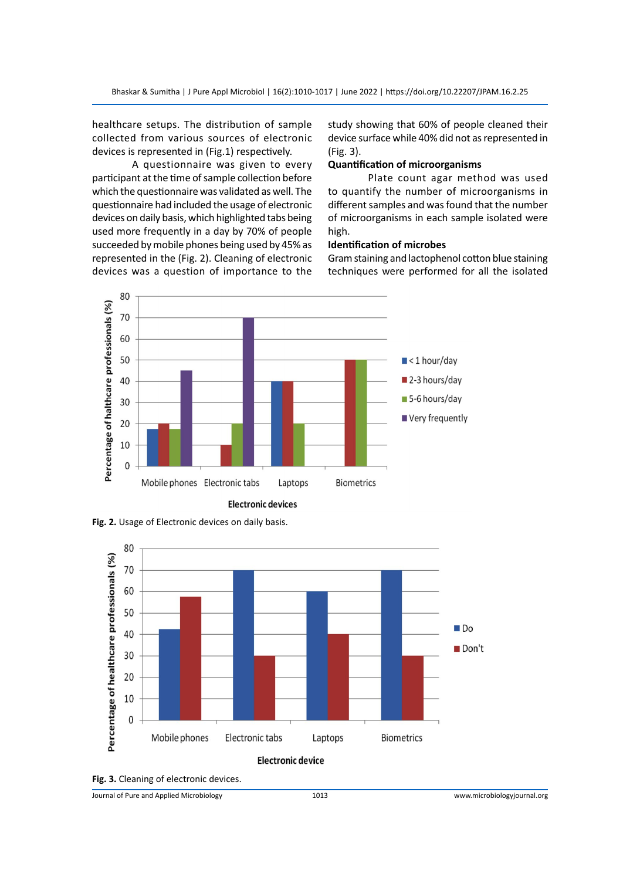healthcare setups. The distribution of sample collected from various sources of electronic devices is represented in (Fig.1) respectively.

A questionnaire was given to every participant at the time of sample collection before which the questionnaire was validated as well. The questionnaire had included the usage of electronic devices on daily basis, which highlighted tabs being used more frequently in a day by 70% of people succeeded by mobile phones being used by 45% as represented in the (Fig. 2). Cleaning of electronic devices was a question of importance to the study showing that 60% of people cleaned their device surface while 40% did not as represented in (Fig. 3).

### Quantification of microorganisms

Plate count agar method was used to quantify the number of microorganisms in different samples and was found that the number of microorganisms in each sample isolated were high.

### Identification of microbes

Gram staining and lactophenol cotton blue staining techniques were performed for all the isolated

**Fig. 2.** Usage of Electronic devices on daily basis.

**Fig. 3.** Cleaning of electronic devices.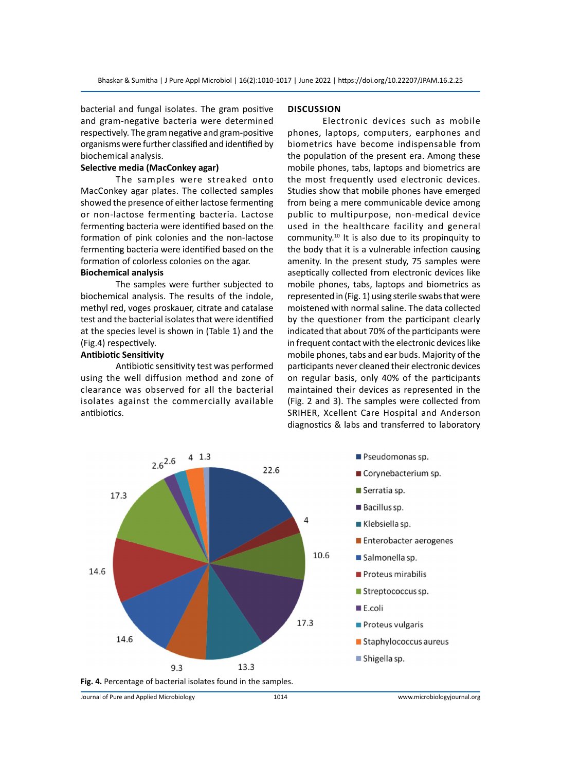bacterial and fungal isolates. The gram positive and gram-negative bacteria were determined respectively. The gram negative and gram-positive organisms were further classified and identified by biochemical analysis.

**Selective media (MacConkey agar)**

The samples were streaked onto MacConkey agar plates. The collected samples showed the presence of either lactose fermenting or non-lactose fermenting bacteria. Lactose fermenting bacteria were identified based on the formation of pink colonies and the non-lactose fermenting bacteria were identified based on the formation of colorless colonies on the agar.

**Biochemical analysis**

The samples were further subjected to biochemical analysis. The results of the indole, methyl red, voges proskauer, citrate and catalase test and the bacterial isolates that were identified at the species level is shown in (Table 1) and the (Fig.4) respectively.

**Antibiotic Sensitivity**

Antibiotic sensitivity test was performed using the well diffusion method and zone of clearance was observed for all the bacterial isolates against the commercially available antibiotics.

## DISCUSSION

Electronic devices such as mobile phones, laptops, computers, earphones and biometrics have become indispensable from the population of the present era. Among these mobile phones, tabs, laptops and biometrics are the most frequently used electronic devices. Studies show that mobile phones have emerged from being a mere communicable device among public to multipurpose, non-medical device used in the healthcare facility and general community.[10] It is also due to its propinquity to the body that it is a vulnerable infection causing amenity. In the present study, 75 samples were aseptically collected from electronic devices like mobile phones, tabs, laptops and biometrics as represented in (Fig. 1) using sterile swabs that were moistened with normal saline. The data collected by the questioner from the participant clearly indicated that about 70% of the participants were in frequent contact with the electronic devices like mobile phones, tabs and ear buds. Majority of the participants never cleaned their electronic devices on regular basis, only 40% of the participants maintained their devices as represented in the (Fig. 2 and 3). The samples were collected from SRIHER, Xcellent Care Hospital and Anderson diagnostics & labs and transferred to laboratory

**Fig. 4.** Percentage of bacterial isolates found in the samples.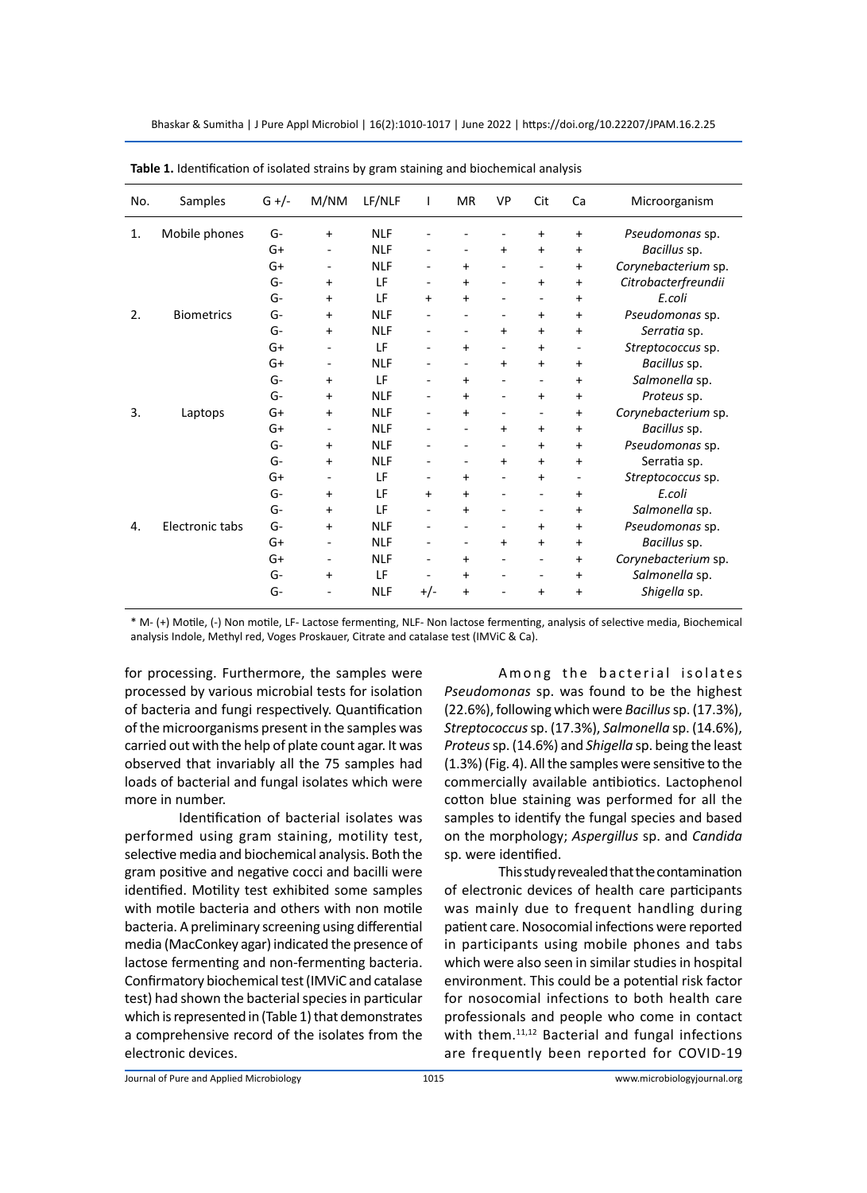**Table 1.** Identification of isolated strains by gram staining and biochemical analysis

| No. | Samples | G +/- | M/NM | LF/NLF | I | MR | VP | Cit | Ca | Microorganism |
|---|---|---|---|---|---|---|---|---|---|---|
| 1. | Mobile phones | G- | + | NLF | - | - | - | + | + | *Pseudomonas* sp. |
| | | G+ | - | NLF | - | - | + | + | + | *Bacillus* sp. |
| | | G+ | - | NLF | - | + | - | - | + | *Corynebacterium* sp. |
| | | G- | + | LF | - | + | - | + | + | *Citrobacterfreundii* |
| | | G- | + | LF | + | + | - | - | + | *E.coli* |
| 2. | Biometrics | G- | + | NLF | - | - | - | + | + | *Pseudomonas* sp. |
| | | G- | + | NLF | - | - | + | + | + | *Serratia* sp. |
| | | G+ | - | LF | - | + | - | + | - | *Streptococcus* sp. |
| | | G+ | - | NLF | - | - | + | + | + | *Bacillus* sp. |
| | | G- | + | LF | - | + | - | - | + | *Salmonella* sp. |
| | | G- | + | NLF | - | + | - | + | + | *Proteus* sp. |
| 3. | Laptops | G+ | + | NLF | - | + | - | - | + | *Corynebacterium* sp. |
| | | G+ | - | NLF | - | - | + | + | + | *Bacillus* sp. |
| | | G- | + | NLF | - | - | - | + | + | *Pseudomonas* sp. |
| | | G- | + | NLF | - | - | + | + | + | Serratia sp. |
| | | G+ | - | LF | - | + | - | + | - | *Streptococcus* sp. |
| | | G- | + | LF | + | + | - | - | + | *E.coli* |
| | | G- | + | LF | - | + | - | - | + | *Salmonella* sp. |
| 4. | Electronic tabs | G- | + | NLF | - | - | - | + | + | *Pseudomonas* sp. |
| | | G+ | - | NLF | - | - | + | + | + | *Bacillus* sp. |
| | | G+ | - | NLF | - | + | - | - | + | *Corynebacterium* sp. |
| | | G- | + | LF | - | + | - | - | + | *Salmonella* sp. |
| | | G- | - | NLF | +/- | + | - | + | + | *Shigella* sp. |

* M- (+) Motile, (-) Non motile, LF- Lactose fermenting, NLF- Non lactose fermenting, analysis of selective media, Biochemical analysis Indole, Methyl red, Voges Proskauer, Citrate and catalase test (IMViC & Ca).

for processing. Furthermore, the samples were processed by various microbial tests for isolation of bacteria and fungi respectively. Quantification of the microorganisms present in the samples was carried out with the help of plate count agar. It was observed that invariably all the 75 samples had loads of bacterial and fungal isolates which were more in number.

Identification of bacterial isolates was performed using gram staining, motility test, selective media and biochemical analysis. Both the gram positive and negative cocci and bacilli were identified. Motility test exhibited some samples with motile bacteria and others with non motile bacteria. A preliminary screening using differential media (MacConkey agar) indicated the presence of lactose fermenting and non-fermenting bacteria. Confirmatory biochemical test (IMViC and catalase test) had shown the bacterial species in particular which is represented in (Table 1) that demonstrates a comprehensive record of the isolates from the electronic devices.

Among the bacterial isolates *Pseudomonas* sp. was found to be the highest (22.6%), following which were *Bacillus* sp. (17.3%), *Streptococcus* sp. (17.3%), *Salmonella* sp. (14.6%), *Proteus* sp. (14.6%) and *Shigella* sp. being the least (1.3%) (Fig. 4). All the samples were sensitive to the commercially available antibiotics. Lactophenol cotton blue staining was performed for all the samples to identify the fungal species and based on the morphology; *Aspergillus* sp. and *Candida* sp. were identified.

This study revealed that the contamination of electronic devices of health care participants was mainly due to frequent handling during patient care. Nosocomial infections were reported in participants using mobile phones and tabs which were also seen in similar studies in hospital environment. This could be a potential risk factor for nosocomial infections to both health care professionals and people who come in contact with them.[11,12] Bacterial and fungal infections are frequently been reported for COVID-19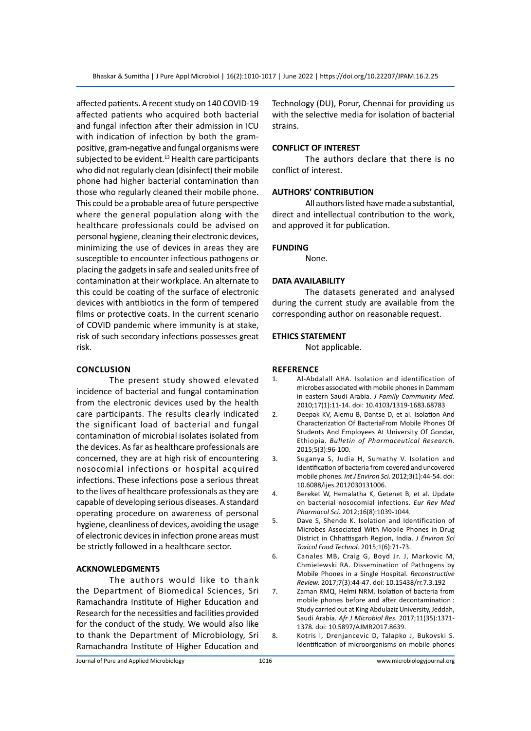affected patients. A recent study on 140 COVID-19 affected patients who acquired both bacterial and fungal infection after their admission in ICU with indication of infection by both the gram-positive, gram-negative and fungal organisms were subjected to be evident.[13] Health care participants who did not regularly clean (disinfect) their mobile phone had higher bacterial contamination than those who regularly cleaned their mobile phone. This could be a probable area of future perspective where the general population along with the healthcare professionals could be advised on personal hygiene, cleaning their electronic devices, minimizing the use of devices in areas they are susceptible to encounter infectious pathogens or placing the gadgets in safe and sealed units free of contamination at their workplace. An alternate to this could be coating of the surface of electronic devices with antibiotics in the form of tempered films or protective coats. In the current scenario of COVID pandemic where immunity is at stake, risk of such secondary infections possesses great risk.

## CONCLUSION

The present study showed elevated incidence of bacterial and fungal contamination from the electronic devices used by the health care participants. The results clearly indicated the significant load of bacterial and fungal contamination of microbial isolates isolated from the devices. As far as healthcare professionals are concerned, they are at high risk of encountering nosocomial infections or hospital acquired infections. These infections pose a serious threat to the lives of healthcare professionals as they are capable of developing serious diseases. A standard operating procedure on awareness of personal hygiene, cleanliness of devices, avoiding the usage of electronic devices in infection prone areas must be strictly followed in a healthcare sector.

## ACKNOWLEDGMENTS

The authors would like to thank the Department of Biomedical Sciences, Sri Ramachandra Institute of Higher Education and Research for the necessities and facilities provided for the conduct of the study. We would also like to thank the Department of Microbiology, Sri Ramachandra Institute of Higher Education and Technology (DU), Porur, Chennai for providing us with the selective media for isolation of bacterial strains.

## CONFLICT OF INTEREST

The authors declare that there is no conflict of interest.

## AUTHORS' CONTRIBUTION

All authors listed have made a substantial, direct and intellectual contribution to the work, and approved it for publication.

## FUNDING

None.

## DATA AVAILABILITY

The datasets generated and analysed during the current study are available from the corresponding author on reasonable request.

## ETHICS STATEMENT

Not applicable.

## REFERENCE

1. Al-Abdalall AHA. Isolation and identification of microbes associated with mobile phones in Dammam in eastern Saudi Arabia. *J Family Community Med.* 2010;17(1):11-14. doi: 10.4103/1319-1683.68783
2. Deepak KV, Alemu B, Dantse D, et al. Isolation And Characterization Of BacteriaFrom Mobile Phones Of Students And Employees At University Of Gondar, Ethiopia. *Bulletin of Pharmaceutical Research.* 2015;5(3):96-100.
3. Suganya S, Judia H, Sumathy V. Isolation and identification of bacteria from covered and uncovered mobile phones. *Int J Environ Sci.* 2012;3(1):44-54. doi: 10.6088/ijes.2012030131006.
4. Bereket W, Hemalatha K, Getenet B, et al. Update on bacterial nosocomial infections. *Eur Rev Med Pharmacol Sci.* 2012;16(8):1039-1044.
5. Dave S, Shende K. Isolation and Identification of Microbes Associated With Mobile Phones in Drug District in Chhattisgarh Region, India. *J Environ Sci Toxicol Food Technol.* 2015;1(6):71-73.
6. Canales MB, Craig G, Boyd Jr. J, Markovic M, Chmielewski RA. Dissemination of Pathogens by Mobile Phones in a Single Hospital. *Reconstructive Review.* 2017;7(3):44-47. doi: 10.15438/rr.7.3.192
7. Zaman RMQ, Helmi NRM. Isolation of bacteria from mobile phones before and after decontamination : Study carried out at King Abdulaziz University, Jeddah, Saudi Arabia. *Afr J Microbiol Res.* 2017;11(35):1371-1378. doi: 10.5897/AJMR2017.8639.
8. Kotris I, Drenjancevic D, Talapko J, Bukovski S. Identification of microorganisms on mobile phones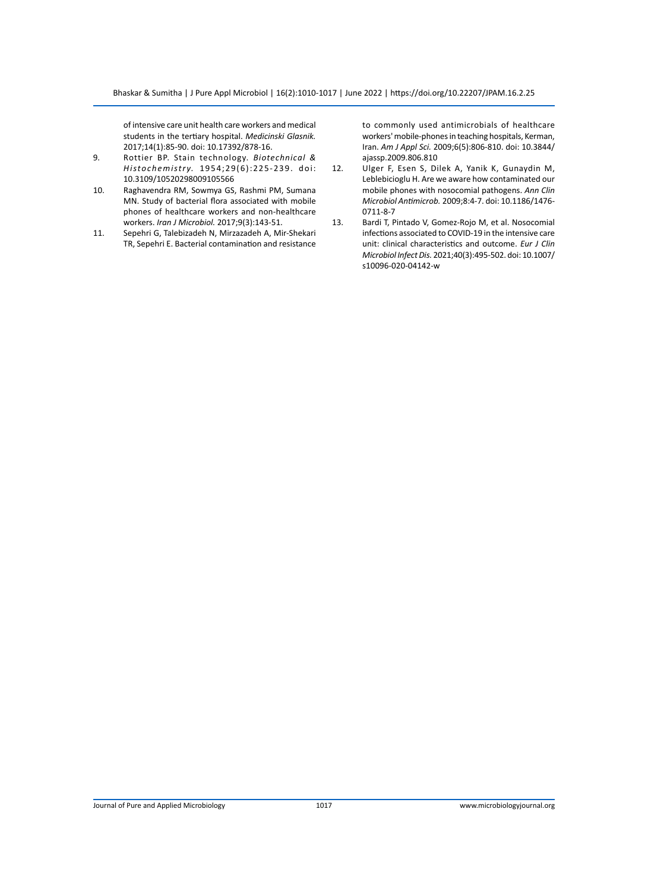of intensive care unit health care workers and medical students in the tertiary hospital. *Medicinski Glasnik.* 2017;14(1):85-90. doi: 10.17392/878-16.

9. Rottier BP. Stain technology. *Biotechnical & Histochemistry.* 1954;29(6):225-239. doi: 10.3109/10520298009105566
10. Raghavendra RM, Sowmya GS, Rashmi PM, Sumana MN. Study of bacterial flora associated with mobile phones of healthcare workers and non-healthcare workers. *Iran J Microbiol.* 2017;9(3):143-51.
11. Sepehri G, Talebizadeh N, Mirzazadeh A, Mir-Shekari TR, Sepehri E. Bacterial contamination and resistance to commonly used antimicrobials of healthcare workers' mobile-phones in teaching hospitals, Kerman, Iran. *Am J Appl Sci.* 2009;6(5):806-810. doi: 10.3844/ajassp.2009.806.810
12. Ulger F, Esen S, Dilek A, Yanik K, Gunaydin M, Leblebicioglu H. Are we aware how contaminated our mobile phones with nosocomial pathogens. *Ann Clin Microbiol Antimicrob.* 2009;8:4-7. doi: 10.1186/1476-0711-8-7
13. Bardi T, Pintado V, Gomez-Rojo M, et al. Nosocomial infections associated to COVID-19 in the intensive care unit: clinical characteristics and outcome. *Eur J Clin Microbiol Infect Dis.* 2021;40(3):495-502. doi: 10.1007/s10096-020-04142-w